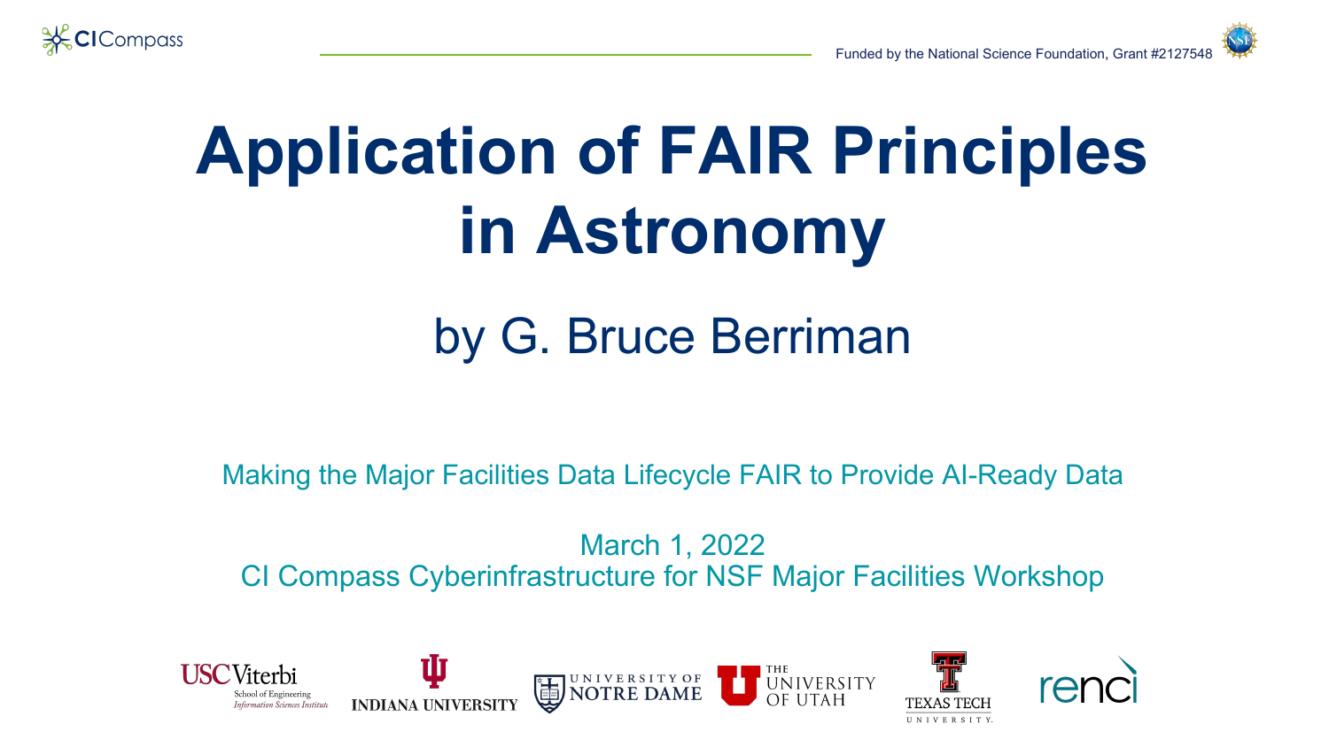CICompass

Funded by the National Science Foundation, Grant #2127548

# Application of FAIR Principles in Astronomy

## by G. Bruce Berriman

Making the Major Facilities Data Lifecycle FAIR to Provide AI-Ready Data

March 1, 2022
CI Compass Cyberinfrastructure for NSF Major Facilities Workshop

USC Viterbi School of Engineering Information Sciences Institute · Indiana University · University of Notre Dame · The University of Utah · Texas Tech University · renci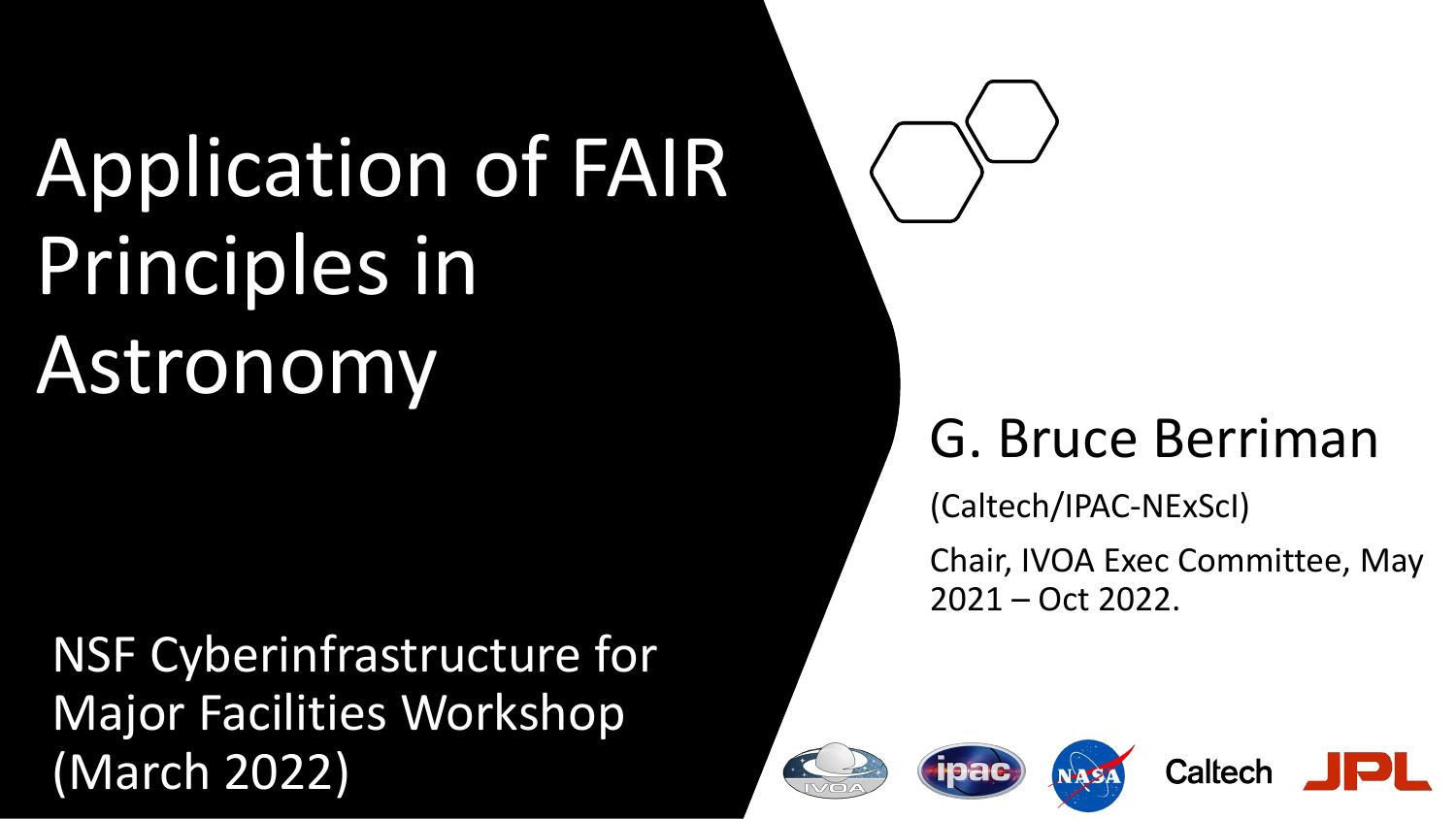# Application of FAIR Principles in Astronomy

NSF Cyberinfrastructure for Major Facilities Workshop (March 2022)

## G. Bruce Berriman

(Caltech/IPAC-NExScI)

Chair, IVOA Exec Committee, May 2021 – Oct 2022.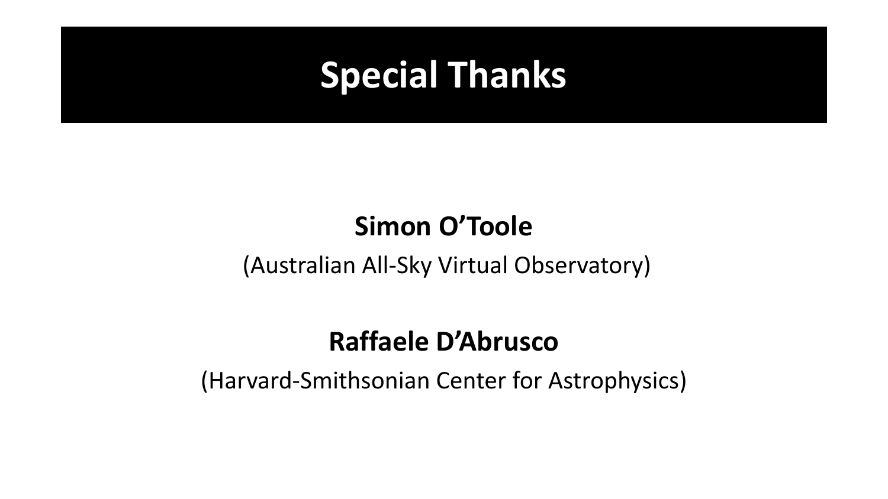# Special Thanks

**Simon O’Toole**

(Australian All-Sky Virtual Observatory)

**Raffaele D’Abrusco**

(Harvard-Smithsonian Center for Astrophysics)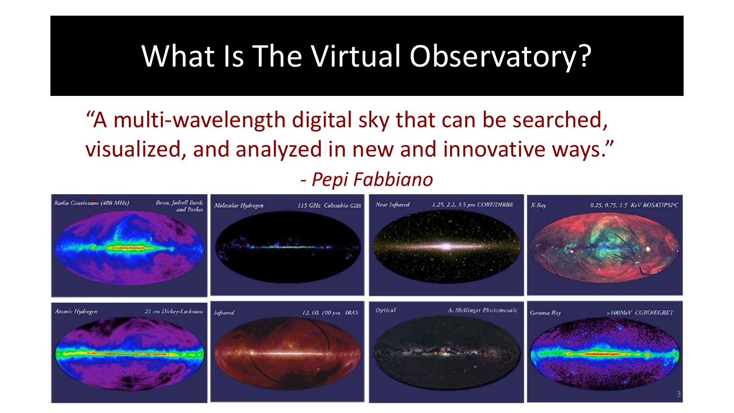# What Is The Virtual Observatory?

"A multi-wavelength digital sky that can be searched, visualized, and analyzed in new and innovative ways."

*- Pepi Fabbiano*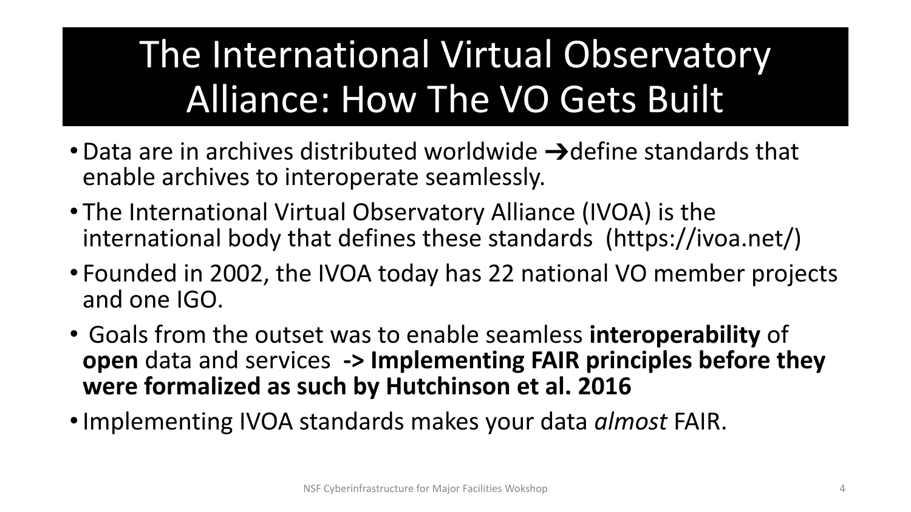# The International Virtual Observatory Alliance: How The VO Gets Built

- Data are in archives distributed worldwide ➔define standards that enable archives to interoperate seamlessly.
- The International Virtual Observatory Alliance (IVOA) is the international body that defines these standards (https://ivoa.net/)
- Founded in 2002, the IVOA today has 22 national VO member projects and one IGO.
- Goals from the outset was to enable seamless **interoperability** of **open** data and services **-> Implementing FAIR principles before they were formalized as such by Hutchinson et al. 2016**
- Implementing IVOA standards makes your data *almost* FAIR.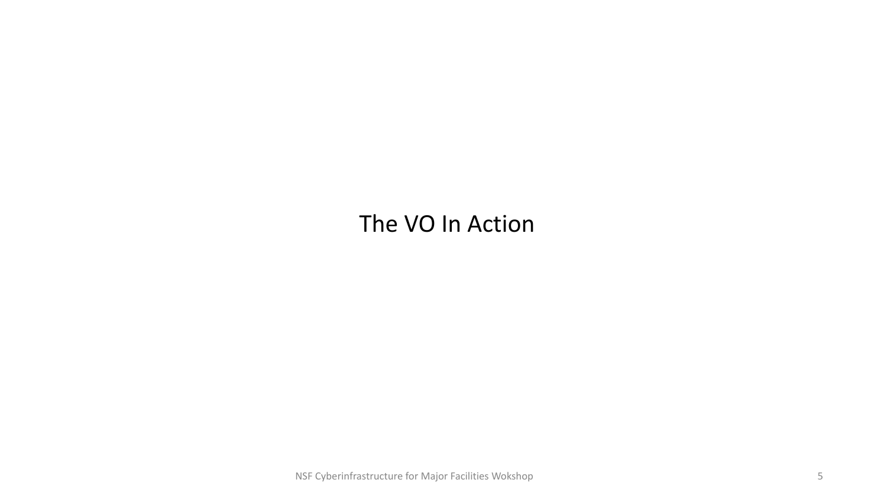# The VO In Action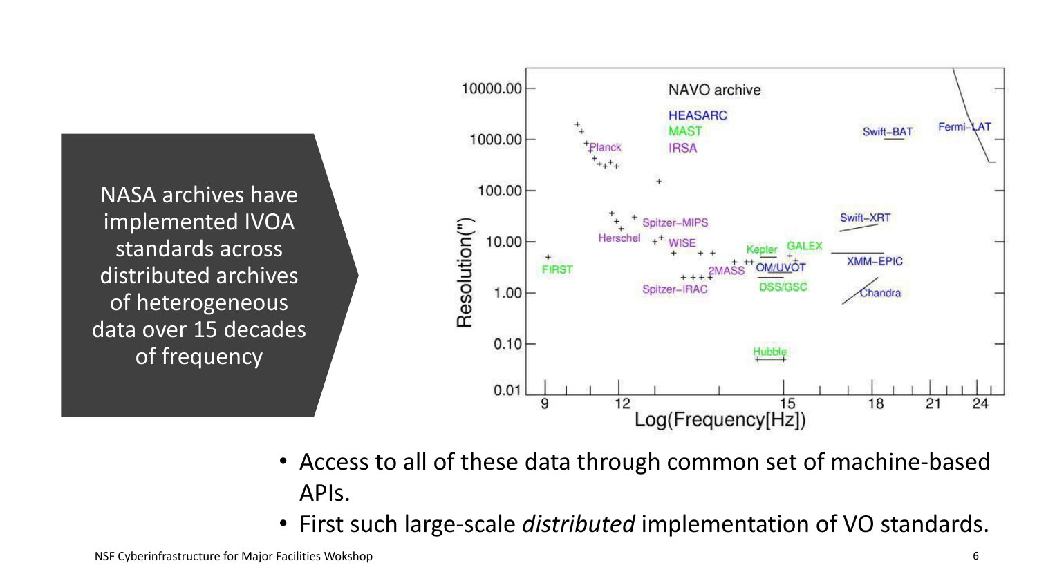NASA archives have implemented IVOA standards across distributed archives of heterogeneous data over 15 decades of frequency

- Access to all of these data through common set of machine-based APIs.
- First such large-scale *distributed* implementation of VO standards.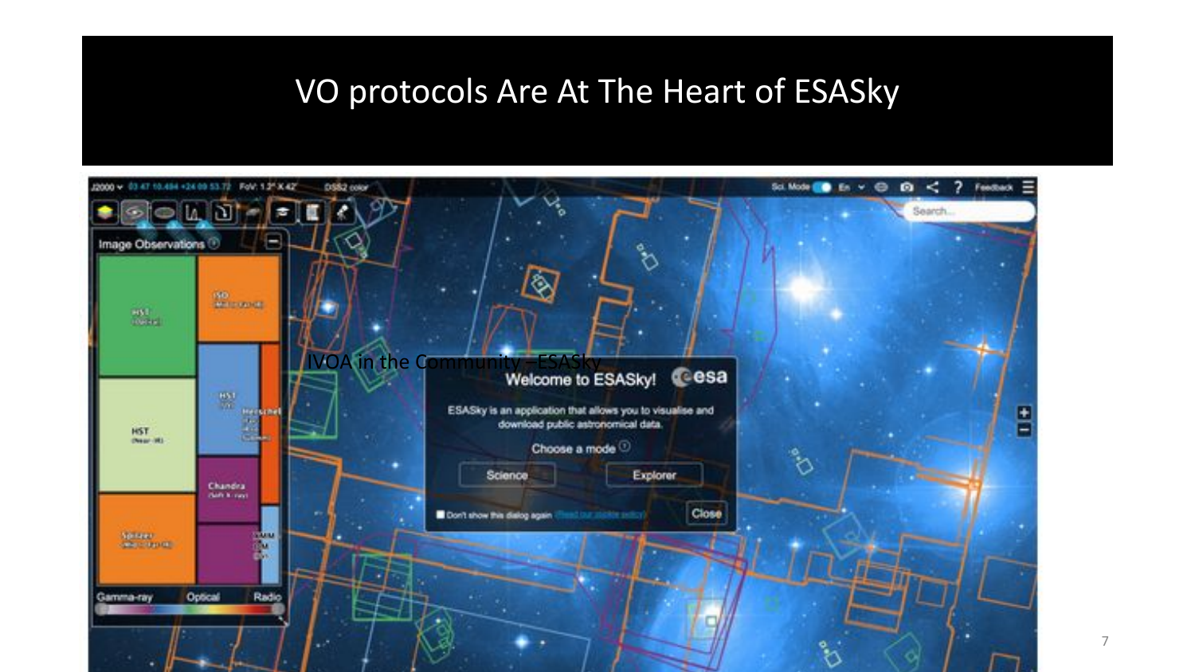# VO protocols Are At The Heart of ESASky

IVOA in the Community –ESASky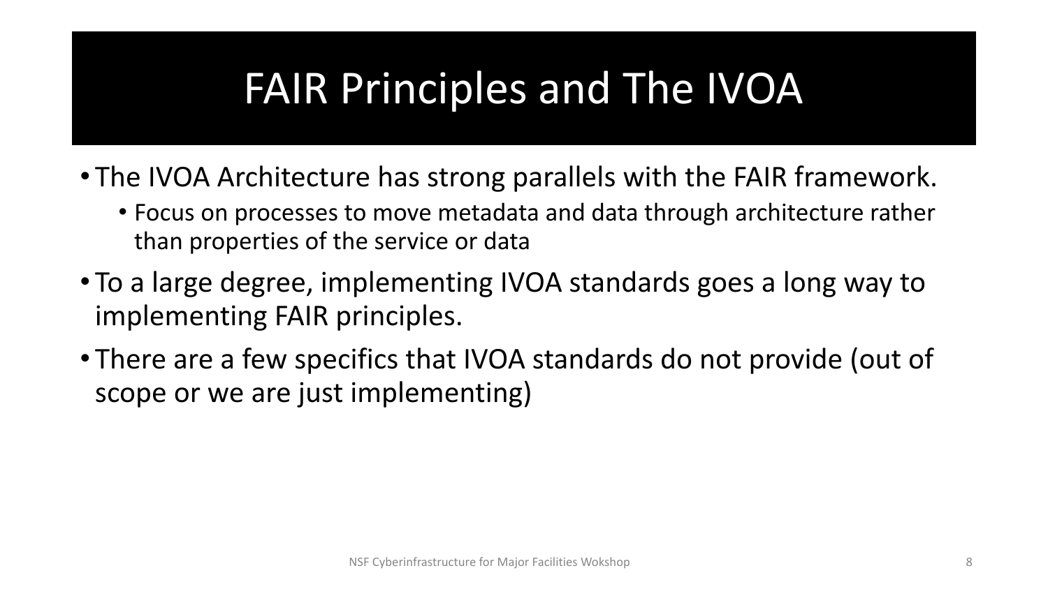# FAIR Principles and The IVOA

- The IVOA Architecture has strong parallels with the FAIR framework.
  - Focus on processes to move metadata and data through architecture rather than properties of the service or data
- To a large degree, implementing IVOA standards goes a long way to implementing FAIR principles.
- There are a few specifics that IVOA standards do not provide (out of scope or we are just implementing)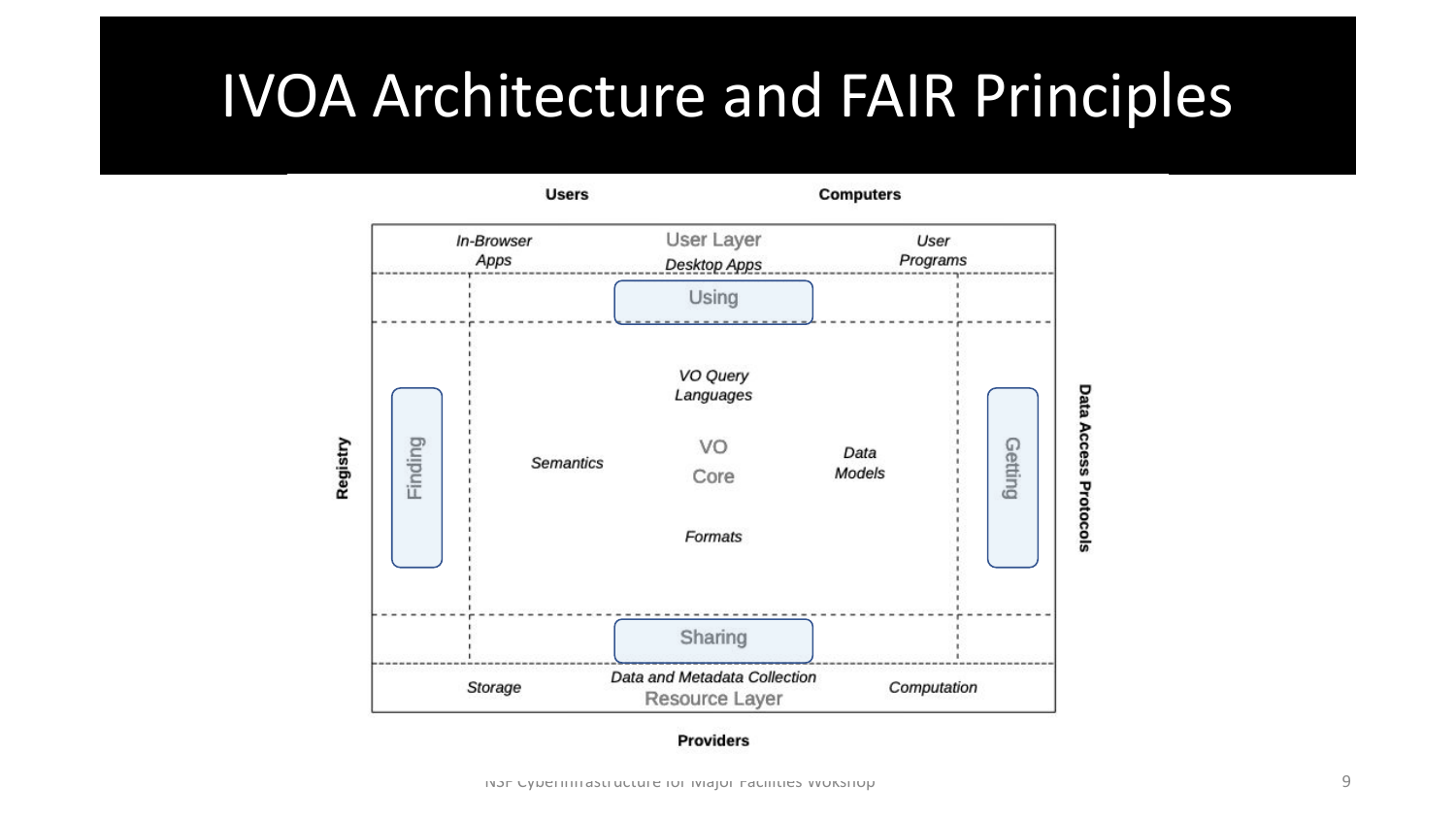# IVOA Architecture and FAIR Principles

Users

Computers

*In-Browser Apps*

User Layer

*Desktop Apps*

*User Programs*

Using

Registry

Finding

*VO Query Languages*

*Semantics*

VO Core

*Data Models*

*Formats*

Getting

Data Access Protocols

Sharing

*Storage*

*Data and Metadata Collection*

Resource Layer

*Computation*

Providers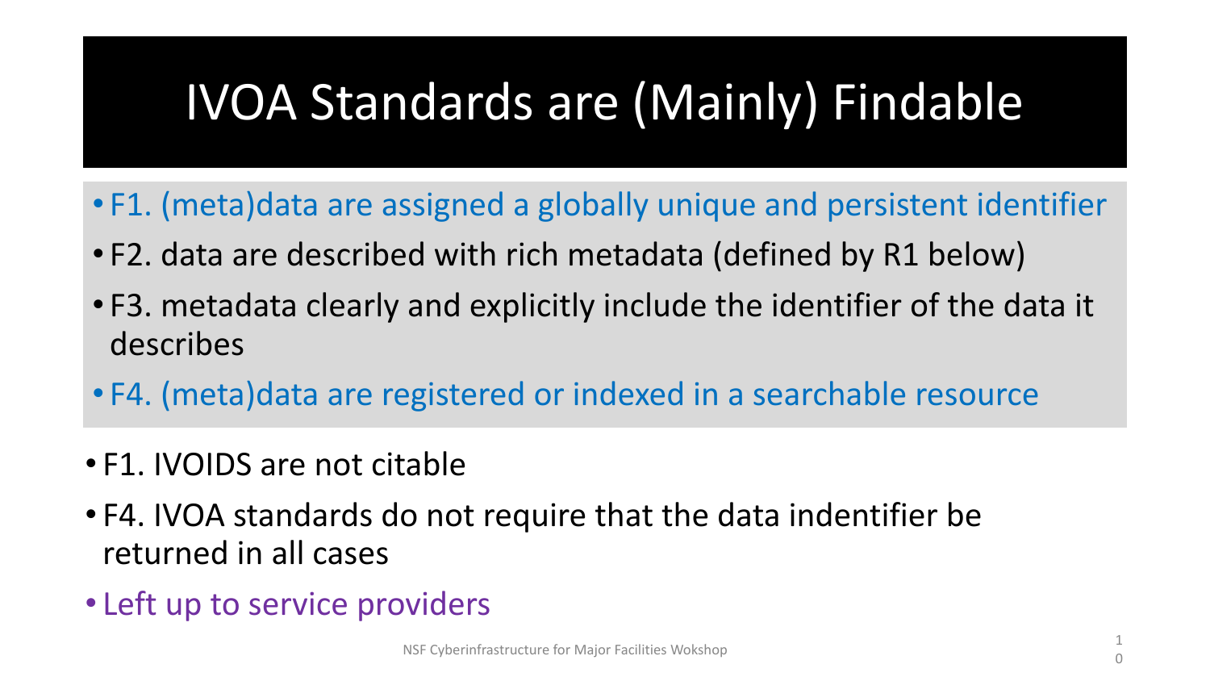# IVOA Standards are (Mainly) Findable

- F1. (meta)data are assigned a globally unique and persistent identifier
- F2. data are described with rich metadata (defined by R1 below)
- F3. metadata clearly and explicitly include the identifier of the data it describes
- F4. (meta)data are registered or indexed in a searchable resource

- F1. IVOIDS are not citable
- F4. IVOA standards do not require that the data indentifier be returned in all cases
- Left up to service providers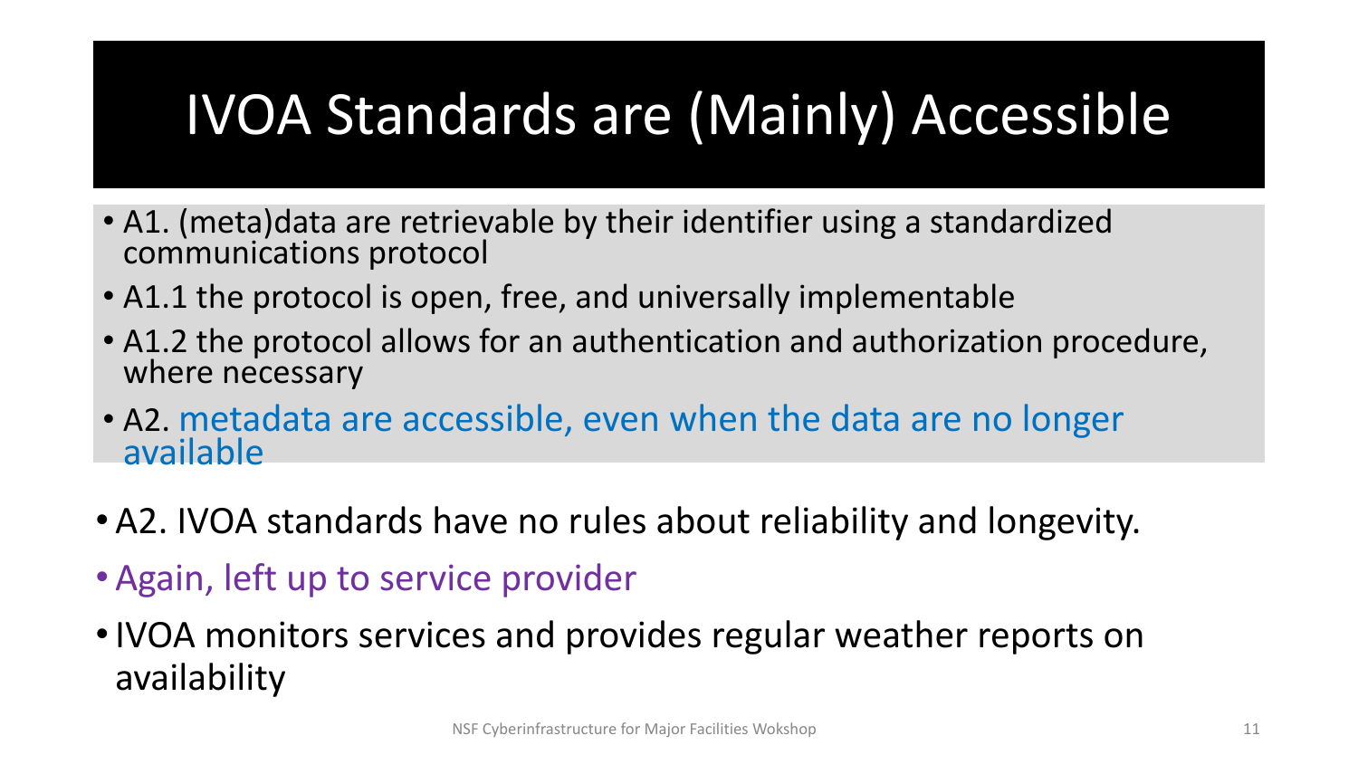# IVOA Standards are (Mainly) Accessible

- A1. (meta)data are retrievable by their identifier using a standardized communications protocol
- A1.1 the protocol is open, free, and universally implementable
- A1.2 the protocol allows for an authentication and authorization procedure, where necessary
- A2. metadata are accessible, even when the data are no longer available

- A2. IVOA standards have no rules about reliability and longevity.
- Again, left up to service provider
- IVOA monitors services and provides regular weather reports on availability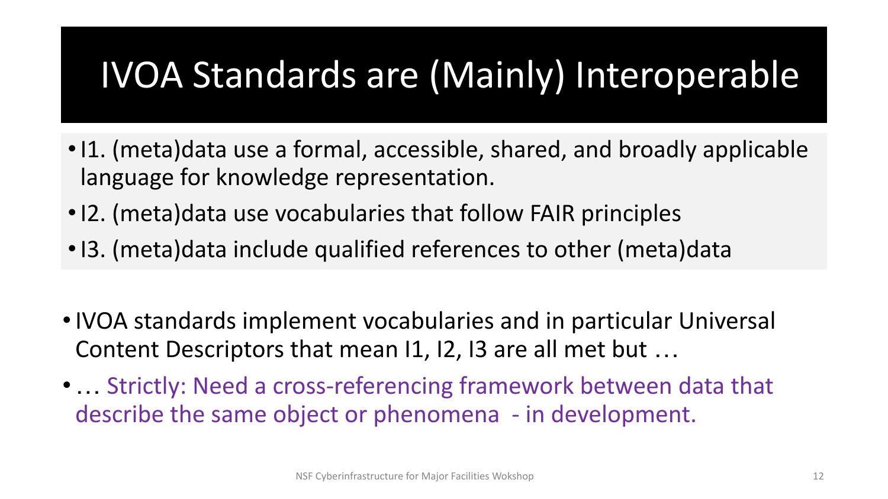# IVOA Standards are (Mainly) Interoperable

- I1. (meta)data use a formal, accessible, shared, and broadly applicable language for knowledge representation.
- I2. (meta)data use vocabularies that follow FAIR principles
- I3. (meta)data include qualified references to other (meta)data

- IVOA standards implement vocabularies and in particular Universal Content Descriptors that mean I1, I2, I3 are all met but …
- … Strictly: Need a cross-referencing framework between data that describe the same object or phenomena - in development.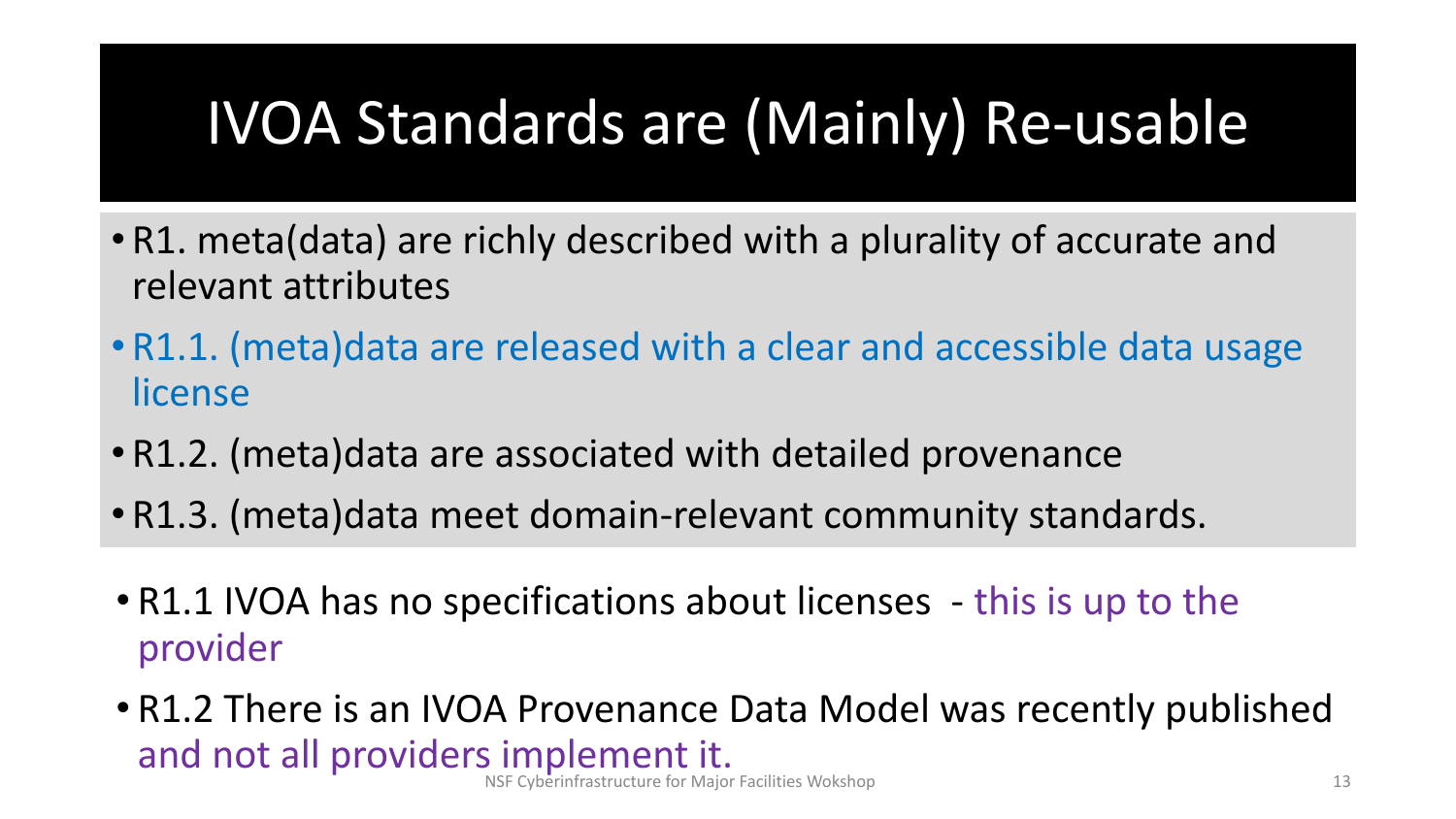# IVOA Standards are (Mainly) Re-usable

- R1. meta(data) are richly described with a plurality of accurate and relevant attributes
- R1.1. (meta)data are released with a clear and accessible data usage license
- R1.2. (meta)data are associated with detailed provenance
- R1.3. (meta)data meet domain-relevant community standards.

- R1.1 IVOA has no specifications about licenses - this is up to the provider
- R1.2 There is an IVOA Provenance Data Model was recently published and not all providers implement it.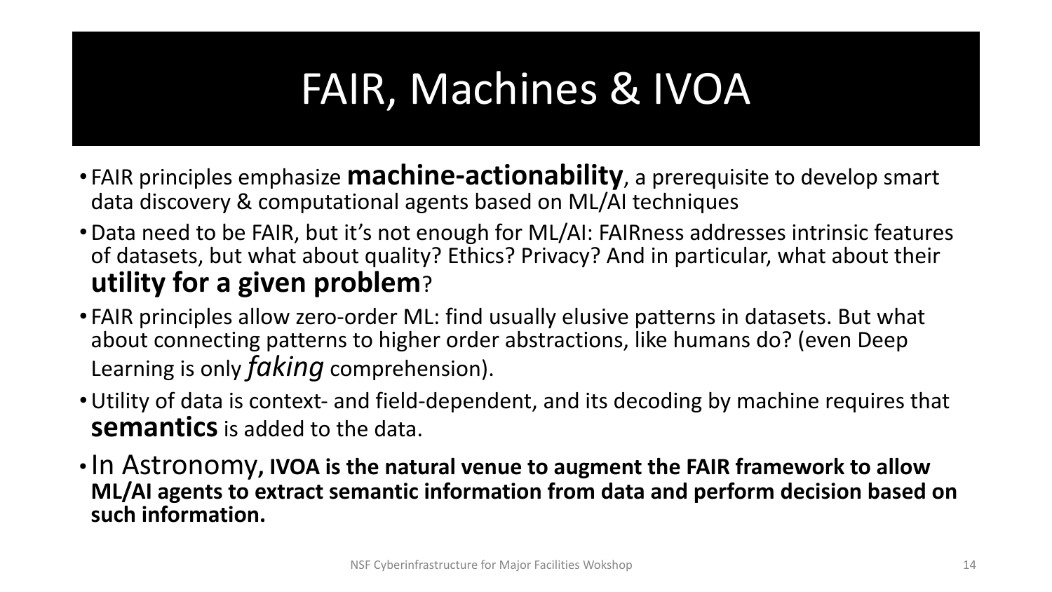# FAIR, Machines & IVOA

- FAIR principles emphasize **machine-actionability**, a prerequisite to develop smart data discovery & computational agents based on ML/AI techniques
- Data need to be FAIR, but it's not enough for ML/AI: FAIRness addresses intrinsic features of datasets, but what about quality? Ethics? Privacy? And in particular, what about their **utility for a given problem**?
- FAIR principles allow zero-order ML: find usually elusive patterns in datasets. But what about connecting patterns to higher order abstractions, like humans do? (even Deep Learning is only *faking* comprehension).
- Utility of data is context- and field-dependent, and its decoding by machine requires that **semantics** is added to the data.
- In Astronomy, **IVOA is the natural venue to augment the FAIR framework to allow ML/AI agents to extract semantic information from data and perform decision based on such information.**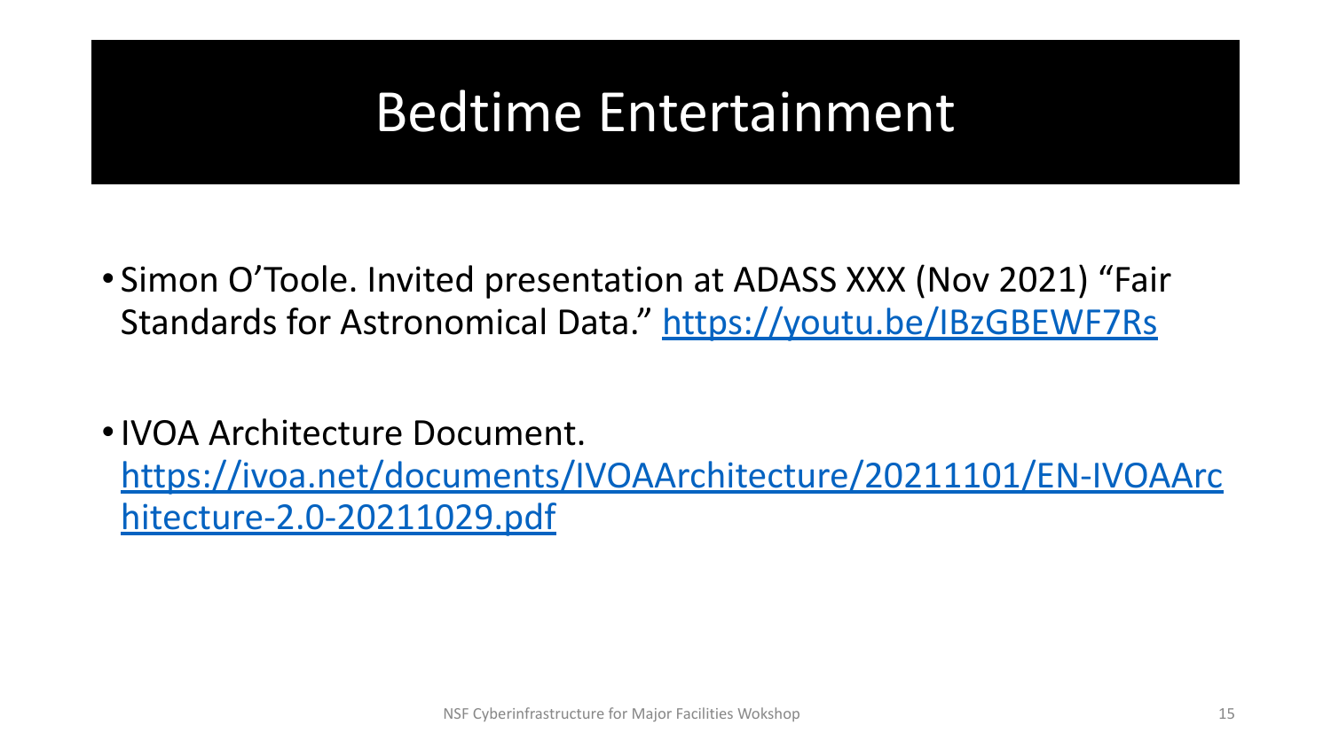# Bedtime Entertainment

- Simon O'Toole. Invited presentation at ADASS XXX (Nov 2021) "Fair Standards for Astronomical Data." https://youtu.be/IBzGBEWF7Rs

- IVOA Architecture Document. https://ivoa.net/documents/IVOAArchitecture/20211101/EN-IVOAArchitecture-2.0-20211029.pdf